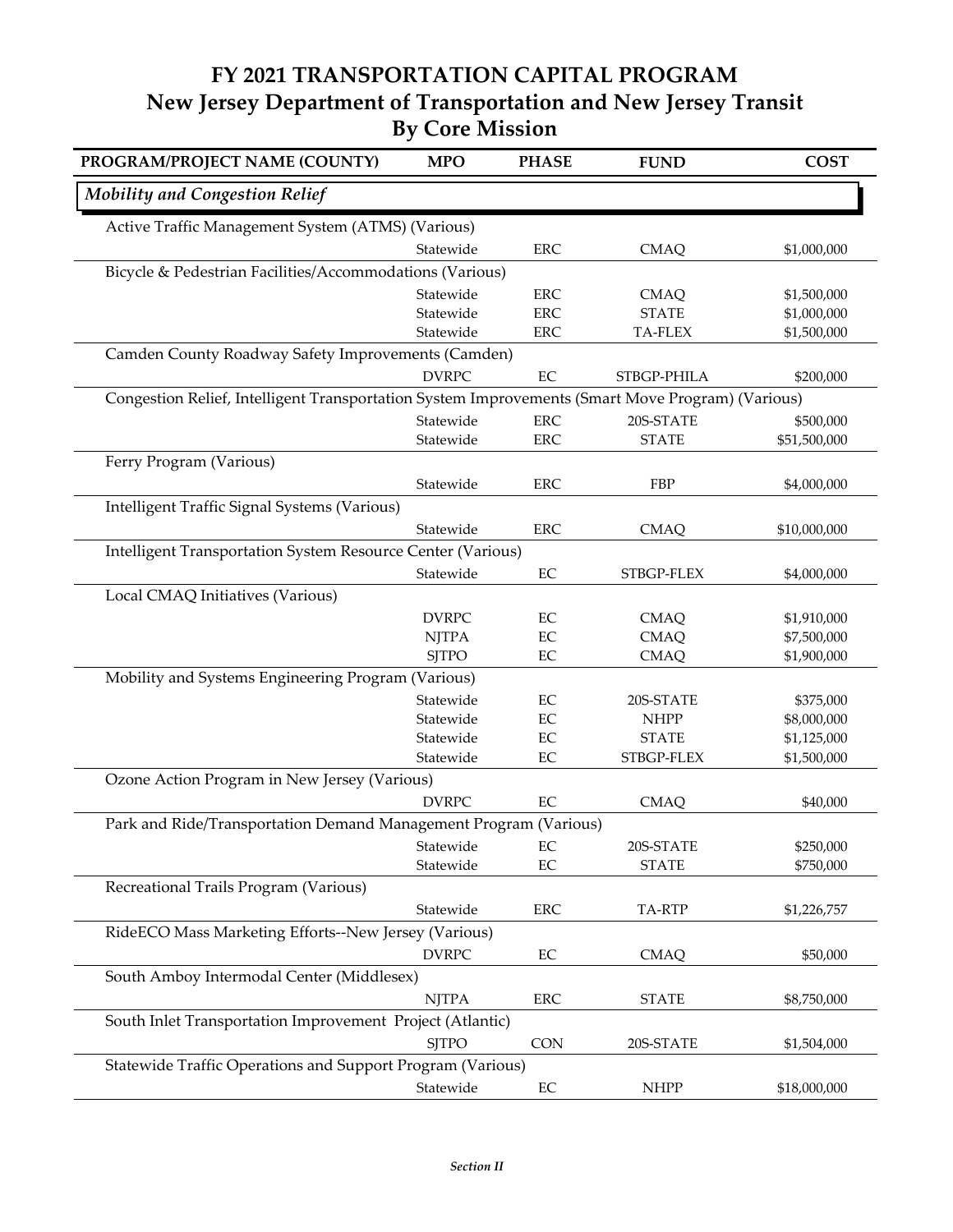# FY 2021 TRANSPORTATION CAPITAL PROGRAM
## New Jersey Department of Transportation and New Jersey Transit
## By Core Mission

| PROGRAM/PROJECT NAME (COUNTY) | MPO | PHASE | FUND | COST |
|---|---|---|---|---|
| ***Mobility and Congestion Relief*** | | | | |
| Active Traffic Management System (ATMS) (Various) | | | | |
| | Statewide | ERC | CMAQ | $1,000,000 |
| Bicycle & Pedestrian Facilities/Accommodations (Various) | | | | |
| | Statewide | ERC | CMAQ | $1,500,000 |
| | Statewide | ERC | STATE | $1,000,000 |
| | Statewide | ERC | TA-FLEX | $1,500,000 |
| Camden County Roadway Safety Improvements (Camden) | | | | |
| | DVRPC | EC | STBGP-PHILA | $200,000 |
| Congestion Relief, Intelligent Transportation System Improvements (Smart Move Program) (Various) | | | | |
| | Statewide | ERC | 20S-STATE | $500,000 |
| | Statewide | ERC | STATE | $51,500,000 |
| Ferry Program (Various) | | | | |
| | Statewide | ERC | FBP | $4,000,000 |
| Intelligent Traffic Signal Systems (Various) | | | | |
| | Statewide | ERC | CMAQ | $10,000,000 |
| Intelligent Transportation System Resource Center (Various) | | | | |
| | Statewide | EC | STBGP-FLEX | $4,000,000 |
| Local CMAQ Initiatives (Various) | | | | |
| | DVRPC | EC | CMAQ | $1,910,000 |
| | NJTPA | EC | CMAQ | $7,500,000 |
| | SJTPO | EC | CMAQ | $1,900,000 |
| Mobility and Systems Engineering Program (Various) | | | | |
| | Statewide | EC | 20S-STATE | $375,000 |
| | Statewide | EC | NHPP | $8,000,000 |
| | Statewide | EC | STATE | $1,125,000 |
| | Statewide | EC | STBGP-FLEX | $1,500,000 |
| Ozone Action Program in New Jersey (Various) | | | | |
| | DVRPC | EC | CMAQ | $40,000 |
| Park and Ride/Transportation Demand Management Program (Various) | | | | |
| | Statewide | EC | 20S-STATE | $250,000 |
| | Statewide | EC | STATE | $750,000 |
| Recreational Trails Program (Various) | | | | |
| | Statewide | ERC | TA-RTP | $1,226,757 |
| RideECO Mass Marketing Efforts--New Jersey (Various) | | | | |
| | DVRPC | EC | CMAQ | $50,000 |
| South Amboy Intermodal Center (Middlesex) | | | | |
| | NJTPA | ERC | STATE | $8,750,000 |
| South Inlet Transportation Improvement Project (Atlantic) | | | | |
| | SJTPO | CON | 20S-STATE | $1,504,000 |
| Statewide Traffic Operations and Support Program (Various) | | | | |
| | Statewide | EC | NHPP | $18,000,000 |

*Section II*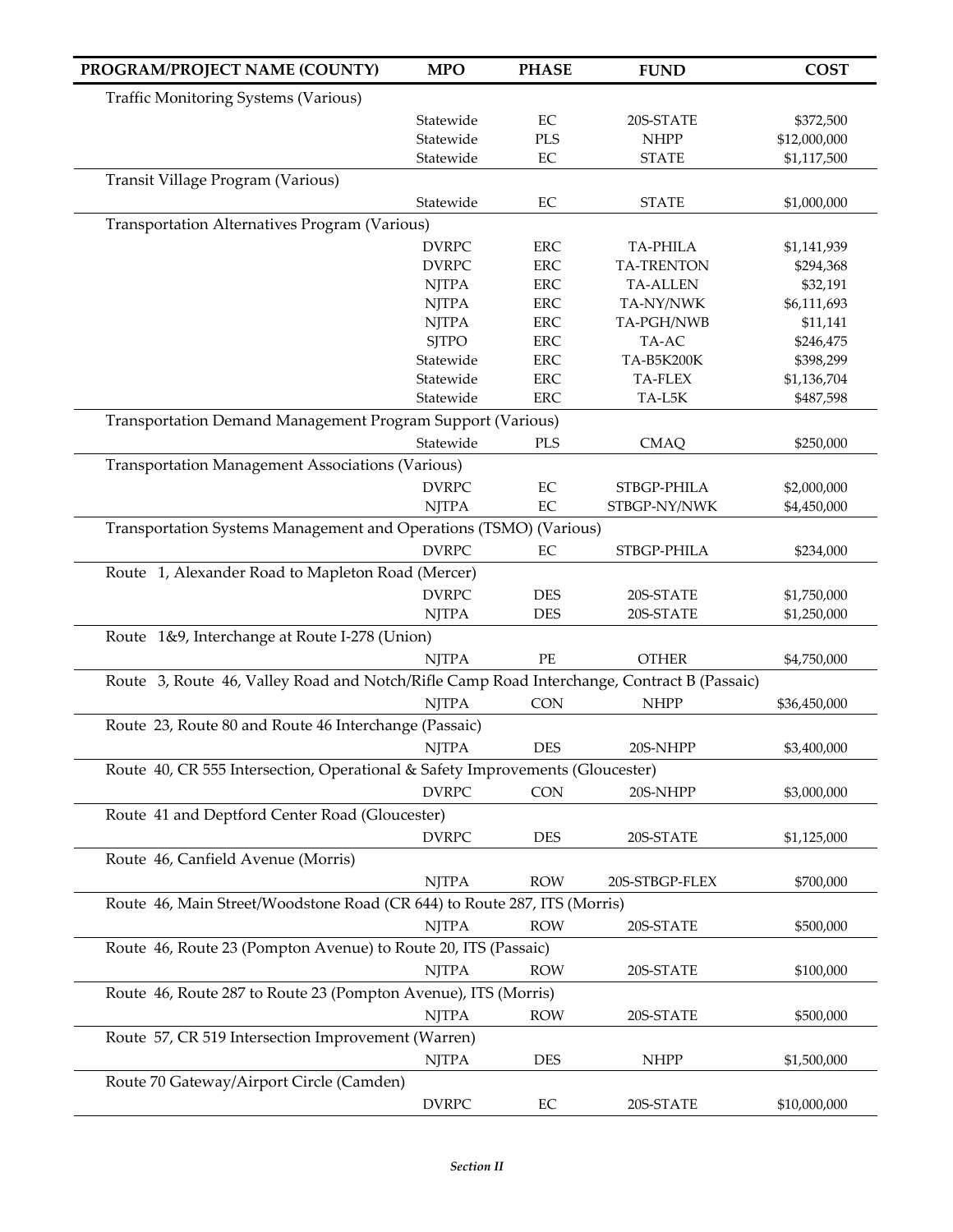| PROGRAM/PROJECT NAME (COUNTY) | MPO | PHASE | FUND | COST |
|---|---|---|---|---|
| Traffic Monitoring Systems (Various) | | | | |
| | Statewide | EC | 20S-STATE | $372,500 |
| | Statewide | PLS | NHPP | $12,000,000 |
| | Statewide | EC | STATE | $1,117,500 |
| Transit Village Program (Various) | | | | |
| | Statewide | EC | STATE | $1,000,000 |
| Transportation Alternatives Program (Various) | | | | |
| | DVRPC | ERC | TA-PHILA | $1,141,939 |
| | DVRPC | ERC | TA-TRENTON | $294,368 |
| | NJTPA | ERC | TA-ALLEN | $32,191 |
| | NJTPA | ERC | TA-NY/NWK | $6,111,693 |
| | NJTPA | ERC | TA-PGH/NWB | $11,141 |
| | SJTPO | ERC | TA-AC | $246,475 |
| | Statewide | ERC | TA-B5K200K | $398,299 |
| | Statewide | ERC | TA-FLEX | $1,136,704 |
| | Statewide | ERC | TA-L5K | $487,598 |
| Transportation Demand Management Program Support (Various) | | | | |
| | Statewide | PLS | CMAQ | $250,000 |
| Transportation Management Associations (Various) | | | | |
| | DVRPC | EC | STBGP-PHILA | $2,000,000 |
| | NJTPA | EC | STBGP-NY/NWK | $4,450,000 |
| Transportation Systems Management and Operations (TSMO) (Various) | | | | |
| | DVRPC | EC | STBGP-PHILA | $234,000 |
| Route 1, Alexander Road to Mapleton Road (Mercer) | | | | |
| | DVRPC | DES | 20S-STATE | $1,750,000 |
| | NJTPA | DES | 20S-STATE | $1,250,000 |
| Route 1&9, Interchange at Route I-278 (Union) | | | | |
| | NJTPA | PE | OTHER | $4,750,000 |
| Route 3, Route 46, Valley Road and Notch/Rifle Camp Road Interchange, Contract B (Passaic) | | | | |
| | NJTPA | CON | NHPP | $36,450,000 |
| Route 23, Route 80 and Route 46 Interchange (Passaic) | | | | |
| | NJTPA | DES | 20S-NHPP | $3,400,000 |
| Route 40, CR 555 Intersection, Operational & Safety Improvements (Gloucester) | | | | |
| | DVRPC | CON | 20S-NHPP | $3,000,000 |
| Route 41 and Deptford Center Road (Gloucester) | | | | |
| | DVRPC | DES | 20S-STATE | $1,125,000 |
| Route 46, Canfield Avenue (Morris) | | | | |
| | NJTPA | ROW | 20S-STBGP-FLEX | $700,000 |
| Route 46, Main Street/Woodstone Road (CR 644) to Route 287, ITS (Morris) | | | | |
| | NJTPA | ROW | 20S-STATE | $500,000 |
| Route 46, Route 23 (Pompton Avenue) to Route 20, ITS (Passaic) | | | | |
| | NJTPA | ROW | 20S-STATE | $100,000 |
| Route 46, Route 287 to Route 23 (Pompton Avenue), ITS (Morris) | | | | |
| | NJTPA | ROW | 20S-STATE | $500,000 |
| Route 57, CR 519 Intersection Improvement (Warren) | | | | |
| | NJTPA | DES | NHPP | $1,500,000 |
| Route 70 Gateway/Airport Circle (Camden) | | | | |
| | DVRPC | EC | 20S-STATE | $10,000,000 |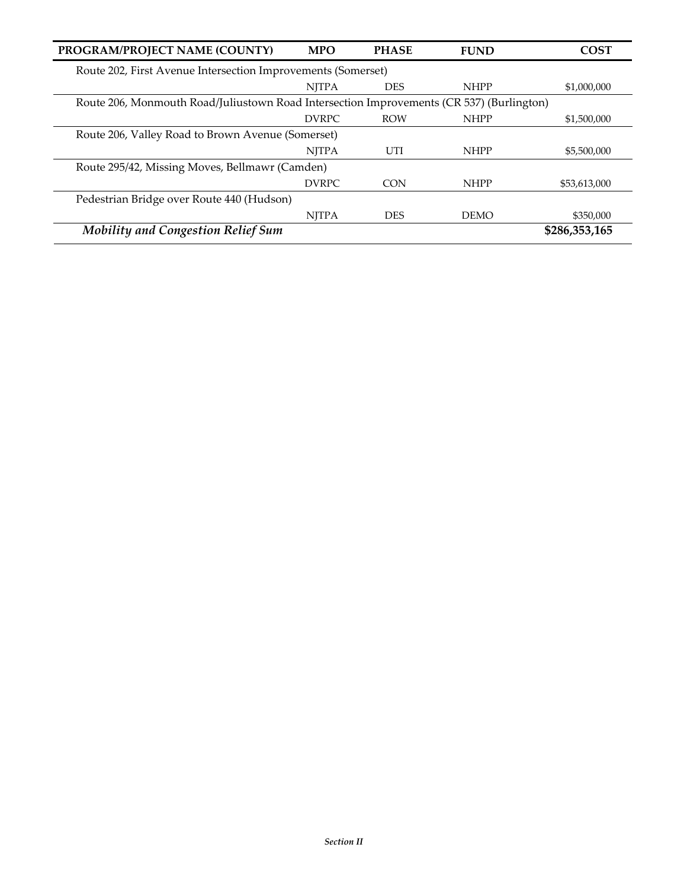| PROGRAM/PROJECT NAME (COUNTY) | MPO | PHASE | FUND | COST |
|---|---|---|---|---|
| Route 202, First Avenue Intersection Improvements (Somerset) | | | | |
| | NJTPA | DES | NHPP | $1,000,000 |
| Route 206, Monmouth Road/Juliustown Road Intersection Improvements (CR 537) (Burlington) | | | | |
| | DVRPC | ROW | NHPP | $1,500,000 |
| Route 206, Valley Road to Brown Avenue (Somerset) | | | | |
| | NJTPA | UTI | NHPP | $5,500,000 |
| Route 295/42, Missing Moves, Bellmawr (Camden) | | | | |
| | DVRPC | CON | NHPP | $53,613,000 |
| Pedestrian Bridge over Route 440 (Hudson) | | | | |
| | NJTPA | DES | DEMO | $350,000 |
| ***Mobility and Congestion Relief Sum*** | | | | **$286,353,165** |